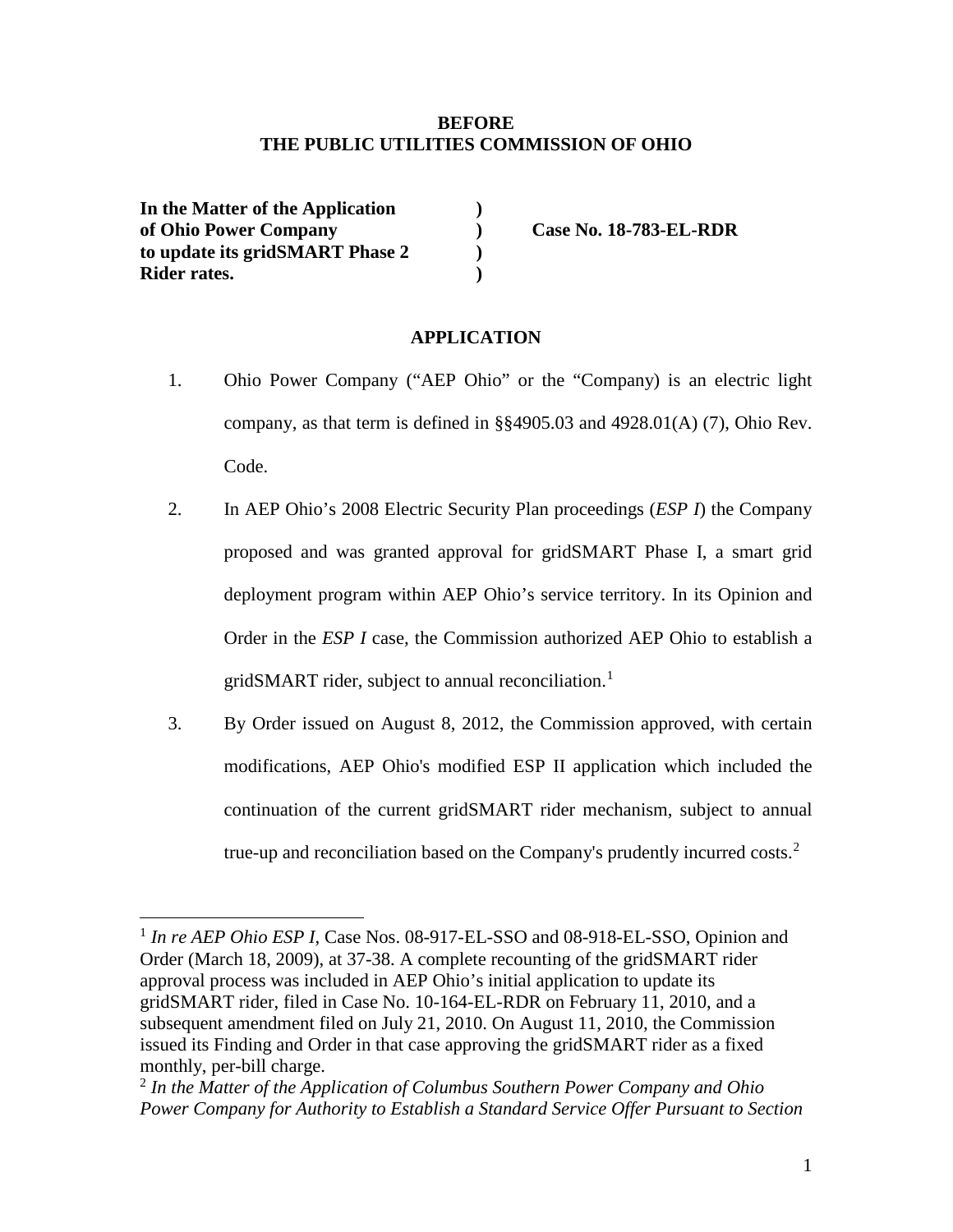**BEFORE**
**THE PUBLIC UTILITIES COMMISSION OF OHIO**

| | | |
|---|---|---|
| **In the Matter of the Application** | **)** | |
| **of Ohio Power Company** | **)** | **Case No. 18-783-EL-RDR** |
| **to update its gridSMART Phase 2** | **)** | |
| **Rider rates.** | **)** | |

## APPLICATION

1. Ohio Power Company ("AEP Ohio" or the "Company) is an electric light company, as that term is defined in §§4905.03 and 4928.01(A) (7), Ohio Rev. Code.

2. In AEP Ohio's 2008 Electric Security Plan proceedings (*ESP I*) the Company proposed and was granted approval for gridSMART Phase I, a smart grid deployment program within AEP Ohio's service territory. In its Opinion and Order in the *ESP I* case, the Commission authorized AEP Ohio to establish a gridSMART rider, subject to annual reconciliation.[1]

3. By Order issued on August 8, 2012, the Commission approved, with certain modifications, AEP Ohio's modified ESP II application which included the continuation of the current gridSMART rider mechanism, subject to annual true-up and reconciliation based on the Company's prudently incurred costs.[2]

---

[1] *In re AEP Ohio ESP I*, Case Nos. 08-917-EL-SSO and 08-918-EL-SSO, Opinion and Order (March 18, 2009), at 37-38. A complete recounting of the gridSMART rider approval process was included in AEP Ohio's initial application to update its gridSMART rider, filed in Case No. 10-164-EL-RDR on February 11, 2010, and a subsequent amendment filed on July 21, 2010. On August 11, 2010, the Commission issued its Finding and Order in that case approving the gridSMART rider as a fixed monthly, per-bill charge.

[2] *In the Matter of the Application of Columbus Southern Power Company and Ohio Power Company for Authority to Establish a Standard Service Offer Pursuant to Section*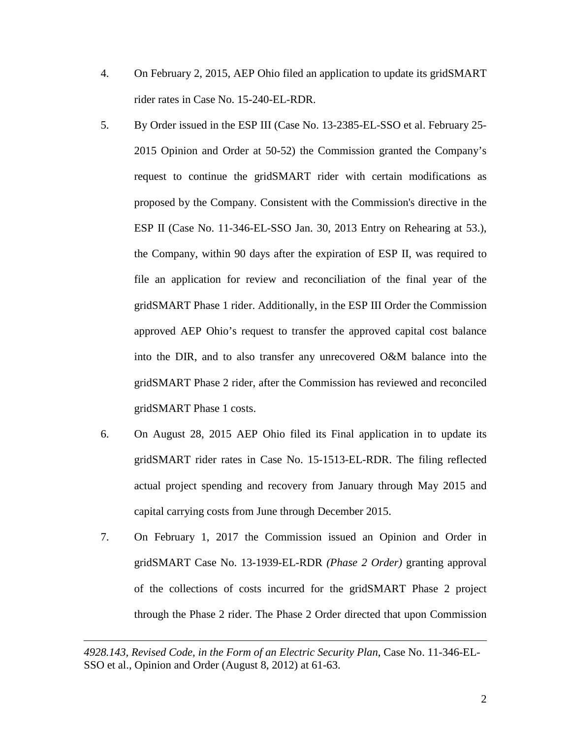4. On February 2, 2015, AEP Ohio filed an application to update its gridSMART rider rates in Case No. 15-240-EL-RDR.

5. By Order issued in the ESP III (Case No. 13-2385-EL-SSO et al. February 25-2015 Opinion and Order at 50-52) the Commission granted the Company's request to continue the gridSMART rider with certain modifications as proposed by the Company. Consistent with the Commission's directive in the ESP II (Case No. 11-346-EL-SSO Jan. 30, 2013 Entry on Rehearing at 53.), the Company, within 90 days after the expiration of ESP II, was required to file an application for review and reconciliation of the final year of the gridSMART Phase 1 rider. Additionally, in the ESP III Order the Commission approved AEP Ohio's request to transfer the approved capital cost balance into the DIR, and to also transfer any unrecovered O&M balance into the gridSMART Phase 2 rider, after the Commission has reviewed and reconciled gridSMART Phase 1 costs.

6. On August 28, 2015 AEP Ohio filed its Final application in to update its gridSMART rider rates in Case No. 15-1513-EL-RDR. The filing reflected actual project spending and recovery from January through May 2015 and capital carrying costs from June through December 2015.

7. On February 1, 2017 the Commission issued an Opinion and Order in gridSMART Case No. 13-1939-EL-RDR *(Phase 2 Order)* granting approval of the collections of costs incurred for the gridSMART Phase 2 project through the Phase 2 rider. The Phase 2 Order directed that upon Commission

---

*4928.143, Revised Code, in the Form of an Electric Security Plan*, Case No. 11-346-EL-SSO et al., Opinion and Order (August 8, 2012) at 61-63.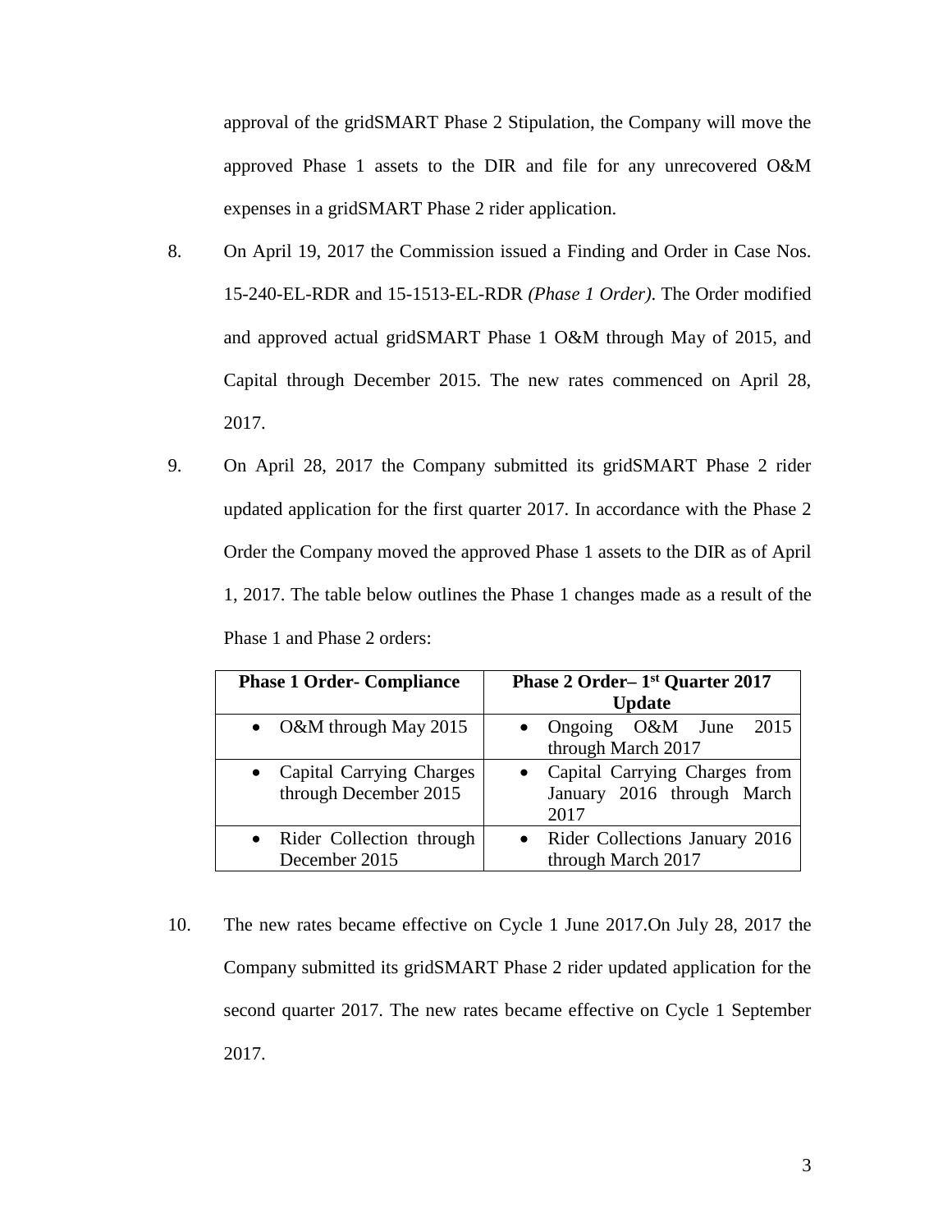approval of the gridSMART Phase 2 Stipulation, the Company will move the approved Phase 1 assets to the DIR and file for any unrecovered O&M expenses in a gridSMART Phase 2 rider application.

8. On April 19, 2017 the Commission issued a Finding and Order in Case Nos. 15-240-EL-RDR and 15-1513-EL-RDR *(Phase 1 Order)*. The Order modified and approved actual gridSMART Phase 1 O&M through May of 2015, and Capital through December 2015. The new rates commenced on April 28, 2017.

9. On April 28, 2017 the Company submitted its gridSMART Phase 2 rider updated application for the first quarter 2017. In accordance with the Phase 2 Order the Company moved the approved Phase 1 assets to the DIR as of April 1, 2017. The table below outlines the Phase 1 changes made as a result of the Phase 1 and Phase 2 orders:

| **Phase 1 Order- Compliance** | **Phase 2 Order– 1st Quarter 2017 Update** |
|---|---|
| • O&M through May 2015 | • Ongoing O&M June 2015 through March 2017 |
| • Capital Carrying Charges through December 2015 | • Capital Carrying Charges from January 2016 through March 2017 |
| • Rider Collection through December 2015 | • Rider Collections January 2016 through March 2017 |

10. The new rates became effective on Cycle 1 June 2017.On July 28, 2017 the Company submitted its gridSMART Phase 2 rider updated application for the second quarter 2017. The new rates became effective on Cycle 1 September 2017.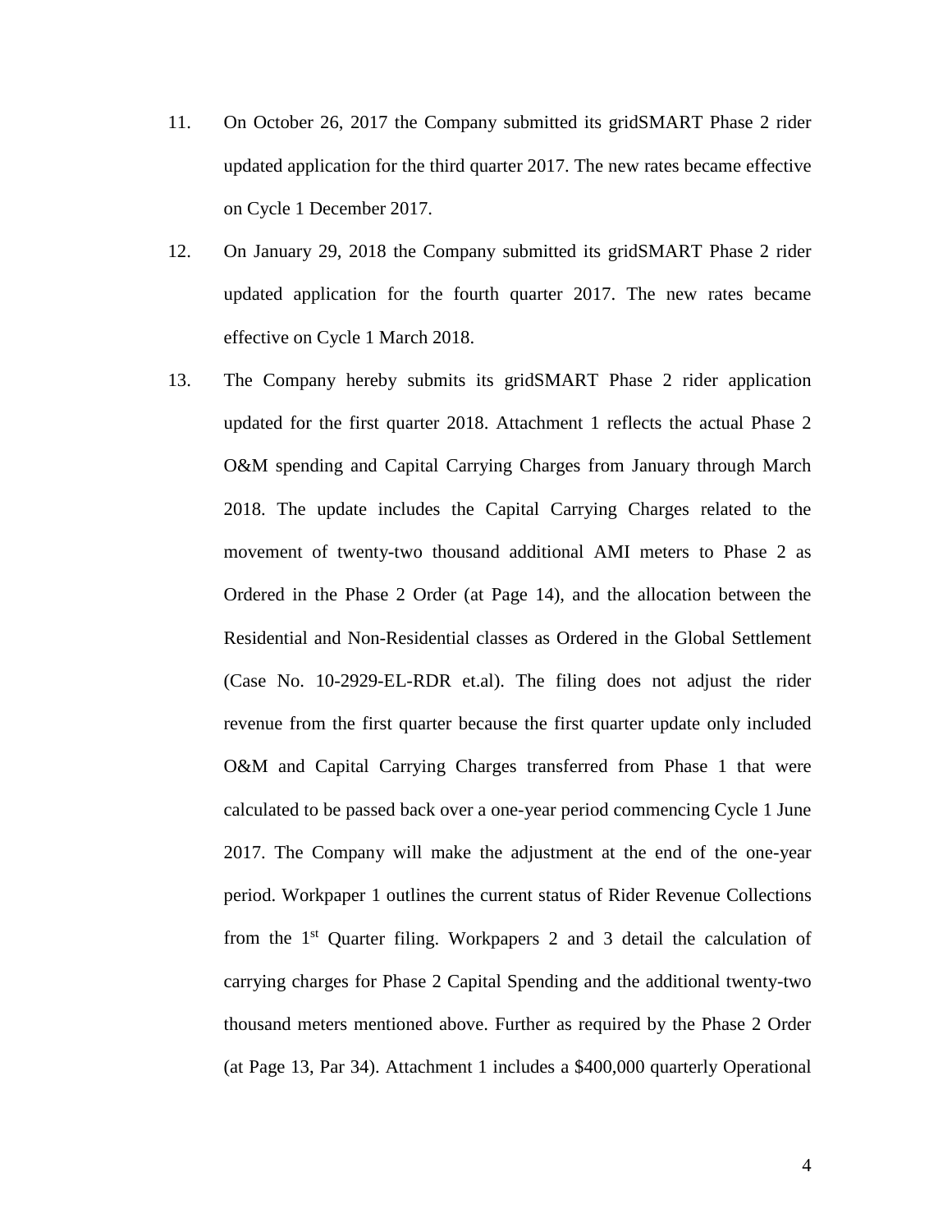11. On October 26, 2017 the Company submitted its gridSMART Phase 2 rider updated application for the third quarter 2017. The new rates became effective on Cycle 1 December 2017.

12. On January 29, 2018 the Company submitted its gridSMART Phase 2 rider updated application for the fourth quarter 2017. The new rates became effective on Cycle 1 March 2018.

13. The Company hereby submits its gridSMART Phase 2 rider application updated for the first quarter 2018. Attachment 1 reflects the actual Phase 2 O&M spending and Capital Carrying Charges from January through March 2018. The update includes the Capital Carrying Charges related to the movement of twenty-two thousand additional AMI meters to Phase 2 as Ordered in the Phase 2 Order (at Page 14), and the allocation between the Residential and Non-Residential classes as Ordered in the Global Settlement (Case No. 10-2929-EL-RDR et.al). The filing does not adjust the rider revenue from the first quarter because the first quarter update only included O&M and Capital Carrying Charges transferred from Phase 1 that were calculated to be passed back over a one-year period commencing Cycle 1 June 2017. The Company will make the adjustment at the end of the one-year period. Workpaper 1 outlines the current status of Rider Revenue Collections from the 1st Quarter filing. Workpapers 2 and 3 detail the calculation of carrying charges for Phase 2 Capital Spending and the additional twenty-two thousand meters mentioned above. Further as required by the Phase 2 Order (at Page 13, Par 34). Attachment 1 includes a $400,000 quarterly Operational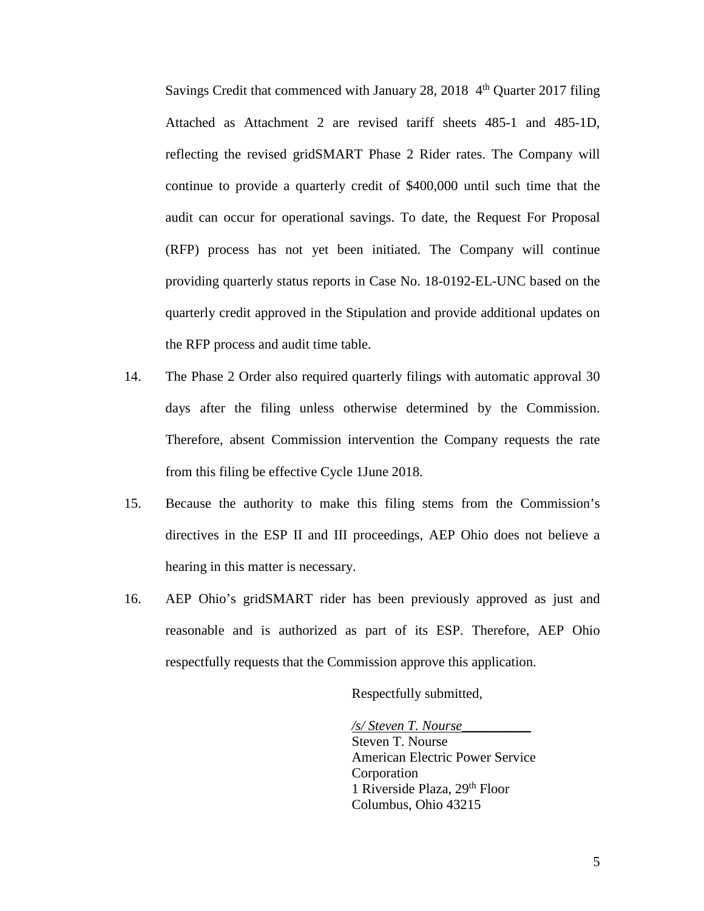Savings Credit that commenced with January 28, 2018 4th Quarter 2017 filing Attached as Attachment 2 are revised tariff sheets 485-1 and 485-1D, reflecting the revised gridSMART Phase 2 Rider rates. The Company will continue to provide a quarterly credit of $400,000 until such time that the audit can occur for operational savings. To date, the Request For Proposal (RFP) process has not yet been initiated. The Company will continue providing quarterly status reports in Case No. 18-0192-EL-UNC based on the quarterly credit approved in the Stipulation and provide additional updates on the RFP process and audit time table.

14. The Phase 2 Order also required quarterly filings with automatic approval 30 days after the filing unless otherwise determined by the Commission. Therefore, absent Commission intervention the Company requests the rate from this filing be effective Cycle 1June 2018.

15. Because the authority to make this filing stems from the Commission's directives in the ESP II and III proceedings, AEP Ohio does not believe a hearing in this matter is necessary.

16. AEP Ohio's gridSMART rider has been previously approved as just and reasonable and is authorized as part of its ESP. Therefore, AEP Ohio respectfully requests that the Commission approve this application.

Respectfully submitted,

*/s/ Steven T. Nourse*__________
Steven T. Nourse
American Electric Power Service Corporation
1 Riverside Plaza, 29th Floor
Columbus, Ohio 43215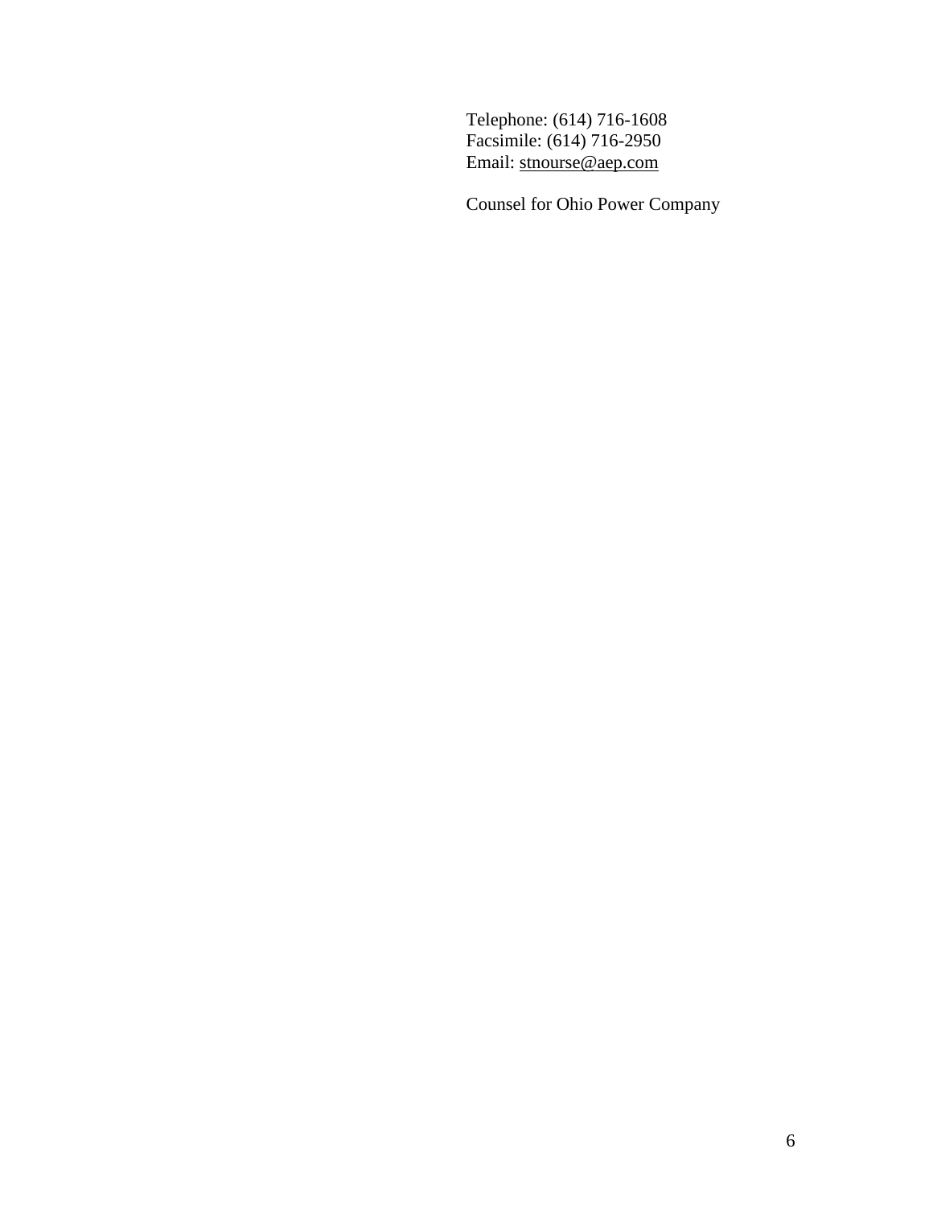Telephone: (614) 716-1608
Facsimile: (614) 716-2950
Email: stnourse@aep.com

Counsel for Ohio Power Company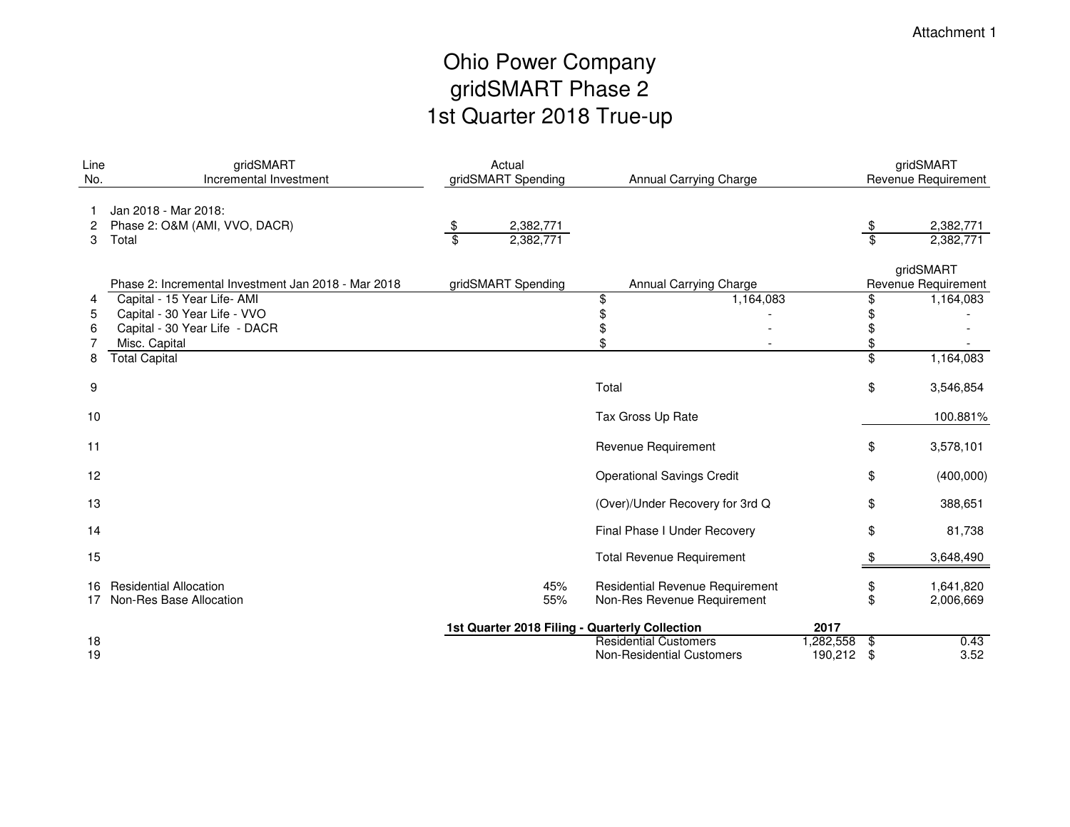Attachment 1

# Ohio Power Company
# gridSMART Phase 2
# 1st Quarter 2018 True-up

| Line No. | gridSMART Incremental Investment | Actual gridSMART Spending | Annual Carrying Charge | | gridSMART Revenue Requirement |
|---|---|---|---|---|---|
| 1 | Jan 2018 - Mar 2018: | | | | |
| 2 | Phase 2: O&M (AMI, VVO, DACR) | $ 2,382,771 | | | $ 2,382,771 |
| 3 | Total | $ 2,382,771 | | | $ 2,382,771 |
| | Phase 2: Incremental Investment Jan 2018 - Mar 2018 | gridSMART Spending | Annual Carrying Charge | | gridSMART Revenue Requirement |
| 4 | Capital - 15 Year Life- AMI | | $ 1,164,083 | | $ 1,164,083 |
| 5 | Capital - 30 Year Life - VVO | | $ - | | $ - |
| 6 | Capital - 30 Year Life - DACR | | $ - | | $ - |
| 7 | Misc. Capital | | $ - | | $ - |
| 8 | Total Capital | | | | $ 1,164,083 |
| 9 | | | Total | | $ 3,546,854 |
| 10 | | | Tax Gross Up Rate | | 100.881% |
| 11 | | | Revenue Requirement | | $ 3,578,101 |
| 12 | | | Operational Savings Credit | | $ (400,000) |
| 13 | | | (Over)/Under Recovery for 3rd Q | | $ 388,651 |
| 14 | | | Final Phase I Under Recovery | | $ 81,738 |
| 15 | | | Total Revenue Requirement | | $ 3,648,490 |
| 16 | Residential Allocation | 45% | Residential Revenue Requirement | | $ 1,641,820 |
| 17 | Non-Res Base Allocation | 55% | Non-Res Revenue Requirement | | $ 2,006,669 |
| | | **1st Quarter 2018 Filing - Quarterly Collection** | | **2017** | |
| 18 | | | Residential Customers | 1,282,558 | $ 0.43 |
| 19 | | | Non-Residential Customers | 190,212 | $ 3.52 |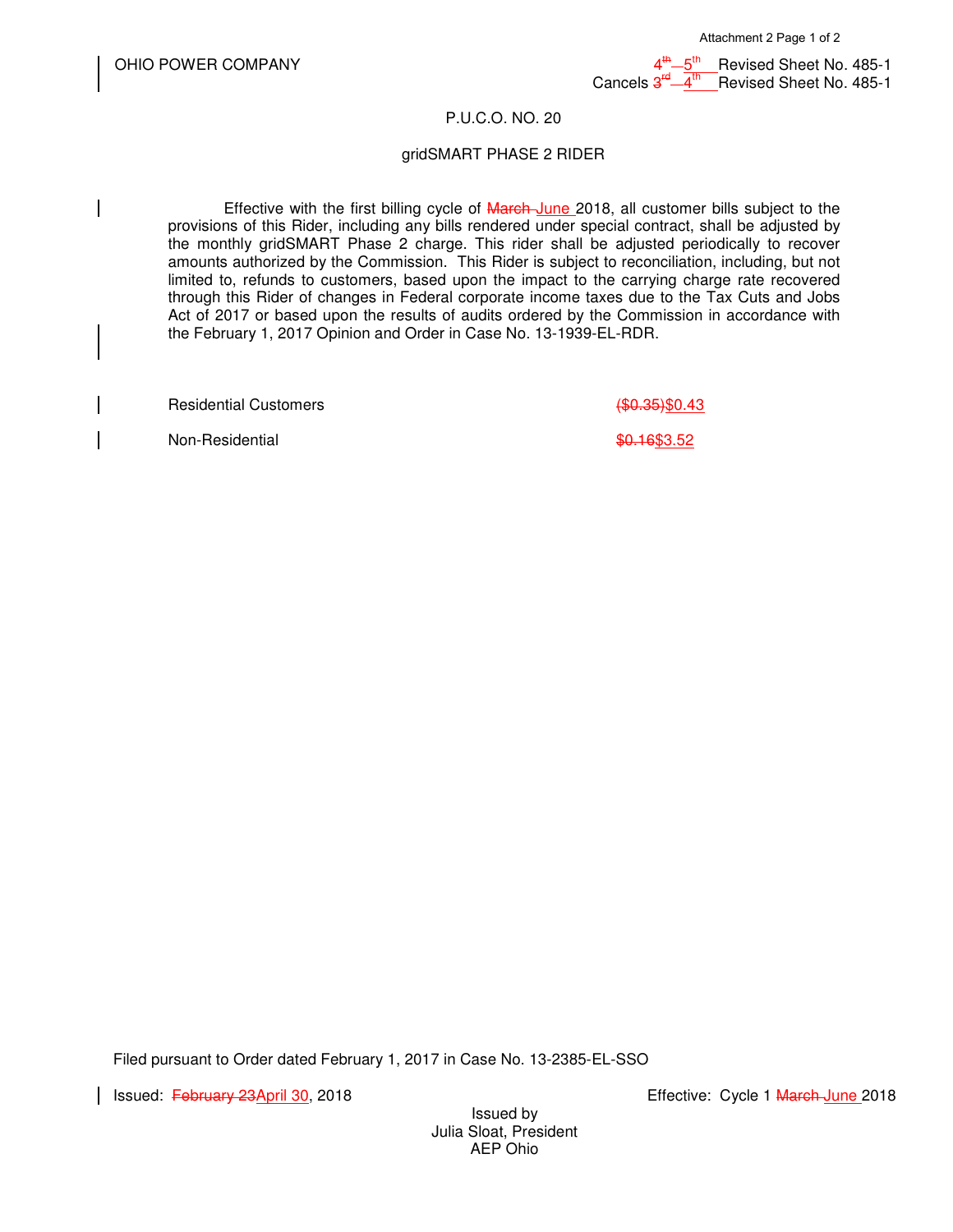OHIO POWER COMPANY

~~4th~~ 5th Revised Sheet No. 485-1
Cancels ~~3rd~~ 4th Revised Sheet No. 485-1

P.U.C.O. NO. 20

gridSMART PHASE 2 RIDER

Effective with the first billing cycle of ~~March~~ June 2018, all customer bills subject to the provisions of this Rider, including any bills rendered under special contract, shall be adjusted by the monthly gridSMART Phase 2 charge. This rider shall be adjusted periodically to recover amounts authorized by the Commission. This Rider is subject to reconciliation, including, but not limited to, refunds to customers, based upon the impact to the carrying charge rate recovered through this Rider of changes in Federal corporate income taxes due to the Tax Cuts and Jobs Act of 2017 or based upon the results of audits ordered by the Commission in accordance with the February 1, 2017 Opinion and Order in Case No. 13-1939-EL-RDR.

| | |
|---|---|
| Residential Customers | ~~($0.35)~~ $0.43 |
| Non-Residential | ~~$0.16~~ $3.52 |

Filed pursuant to Order dated February 1, 2017 in Case No. 13-2385-EL-SSO

Issued: ~~February 23~~ April 30, 2018

Effective: Cycle 1 ~~March~~ June 2018

Issued by
Julia Sloat, President
AEP Ohio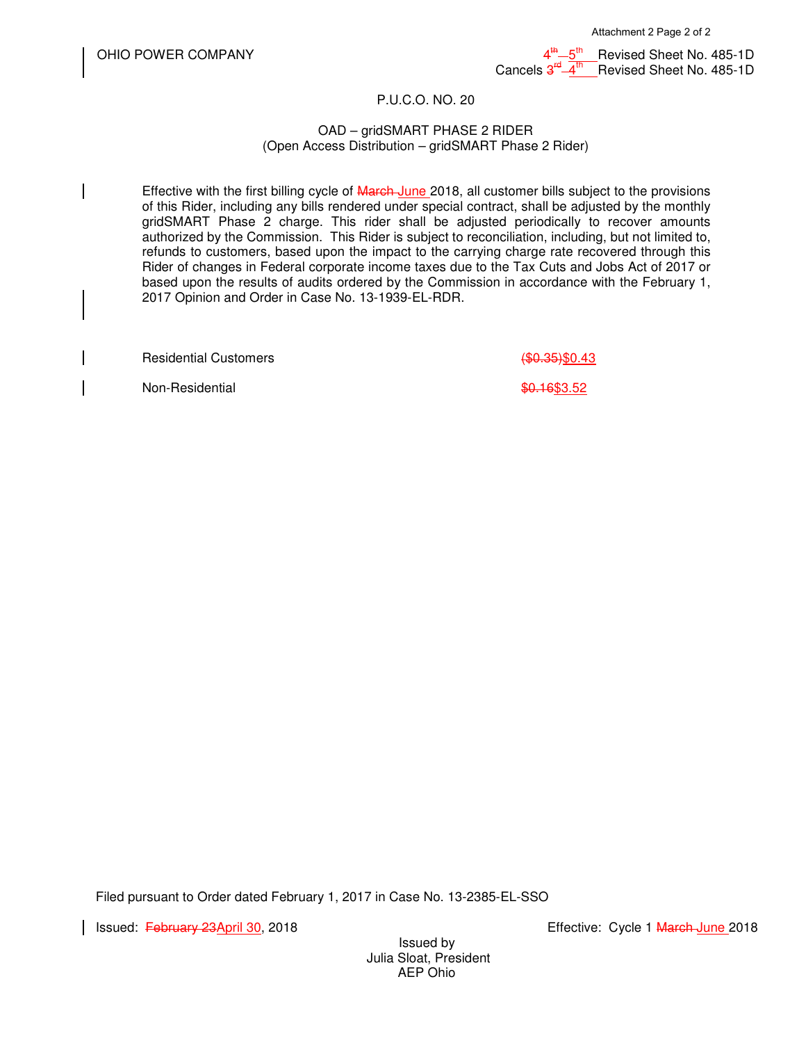OHIO POWER COMPANY

~~4th~~ 5th Revised Sheet No. 485-1D
Cancels ~~3rd~~ 4th Revised Sheet No. 485-1D

P.U.C.O. NO. 20

OAD – gridSMART PHASE 2 RIDER
(Open Access Distribution – gridSMART Phase 2 Rider)

Effective with the first billing cycle of ~~March~~ June 2018, all customer bills subject to the provisions of this Rider, including any bills rendered under special contract, shall be adjusted by the monthly gridSMART Phase 2 charge. This rider shall be adjusted periodically to recover amounts authorized by the Commission. This Rider is subject to reconciliation, including, but not limited to, refunds to customers, based upon the impact to the carrying charge rate recovered through this Rider of changes in Federal corporate income taxes due to the Tax Cuts and Jobs Act of 2017 or based upon the results of audits ordered by the Commission in accordance with the February 1, 2017 Opinion and Order in Case No. 13-1939-EL-RDR.

| | |
|---|---|
| Residential Customers | ~~($0.35)~~ $0.43 |
| Non-Residential | ~~$0.16~~ $3.52 |

Filed pursuant to Order dated February 1, 2017 in Case No. 13-2385-EL-SSO

Issued: ~~February 23~~ April 30, 2018

Effective: Cycle 1 ~~March~~ June 2018

Issued by
Julia Sloat, President
AEP Ohio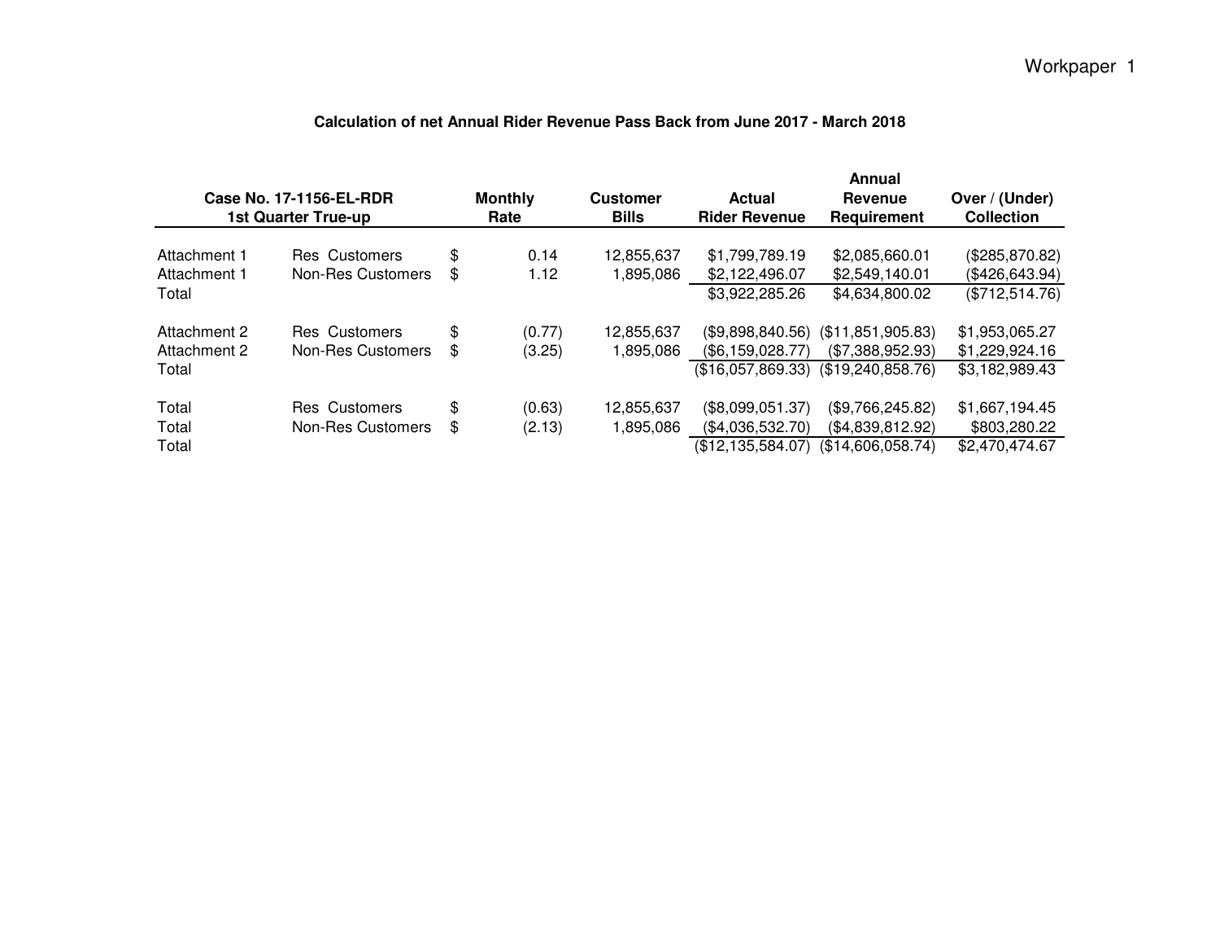Workpaper 1

## Calculation of net Annual Rider Revenue Pass Back from June 2017 - March 2018

| Case No. 17-1156-EL-RDR 1st Quarter True-up | | Monthly Rate | Customer Bills | Actual Rider Revenue | Annual Revenue Requirement | Over / (Under) Collection |
|---|---|---|---|---|---|---|
| Attachment 1 | Res Customers | $ 0.14 | 12,855,637 | $1,799,789.19 | $2,085,660.01 | ($285,870.82) |
| Attachment 1 | Non-Res Customers | $ 1.12 | 1,895,086 | $2,122,496.07 | $2,549,140.01 | ($426,643.94) |
| Total | | | | $3,922,285.26 | $4,634,800.02 | ($712,514.76) |
| Attachment 2 | Res Customers | $ (0.77) | 12,855,637 | ($9,898,840.56) | ($11,851,905.83) | $1,953,065.27 |
| Attachment 2 | Non-Res Customers | $ (3.25) | 1,895,086 | ($6,159,028.77) | ($7,388,952.93) | $1,229,924.16 |
| Total | | | | ($16,057,869.33) | ($19,240,858.76) | $3,182,989.43 |
| Total | Res Customers | $ (0.63) | 12,855,637 | ($8,099,051.37) | ($9,766,245.82) | $1,667,194.45 |
| Total | Non-Res Customers | $ (2.13) | 1,895,086 | ($4,036,532.70) | ($4,839,812.92) | $803,280.22 |
| Total | | | | ($12,135,584.07) | ($14,606,058.74) | $2,470,474.67 |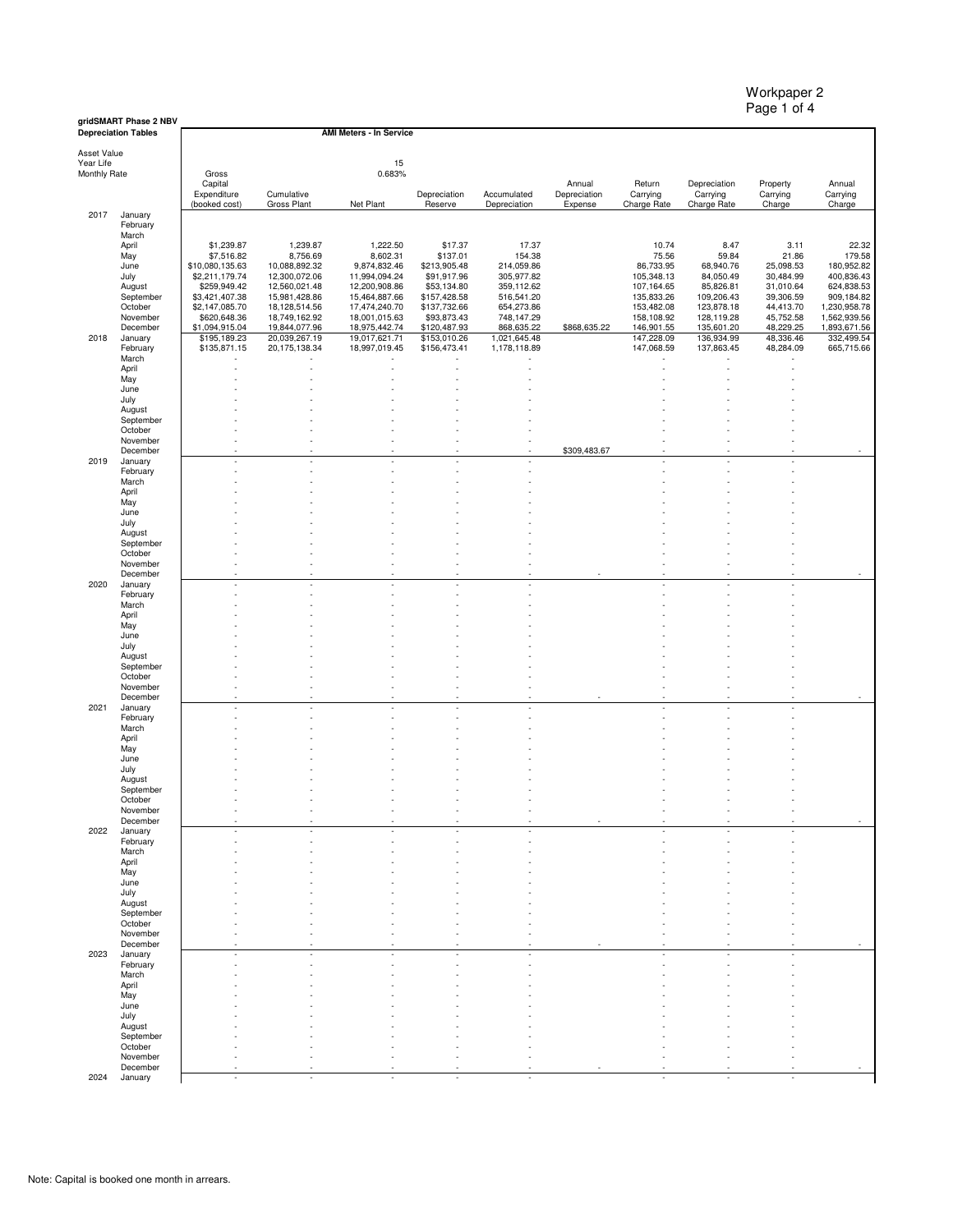Workpaper 2

**gridSMART Phase 2 NBV Depreciation Tables**

**AMI Meters - In Service**

| | | Gross Capital Expenditure (booked cost) | Cumulative Gross Plant | Net Plant | Depreciation Reserve | Accumulated Depreciation | Annual Depreciation Expense | Return Carrying Charge Rate | Depreciation Carrying Charge Rate | Property Carrying Charge | Annual Carrying Charge |
|---|---|---|---|---|---|---|---|---|---|---|---|
| Asset Value | | | | | | | | | | | |
| Year Life | | | | 15 | | | | | | | |
| Monthly Rate | | | | 0.683% | | | | | | | |
| 2017 | January | | | | | | | | | | |
| | February | | | | | | | | | | |
| | March | | | | | | | | | | |
| | April | $1,239.87 | 1,239.87 | 1,222.50 | $17.37 | 17.37 | | 10.74 | 8.47 | 3.11 | 22.32 |
| | May | $7,516.82 | 8,756.69 | 8,602.31 | $137.01 | 154.38 | | 75.56 | 59.84 | 21.86 | 179.58 |
| | June | $10,080,135.63 | 10,088,892.32 | 9,874,832.46 | $213,905.48 | 214,059.86 | | 86,733.95 | 68,940.76 | 25,098.53 | 180,952.82 |
| | July | $2,211,179.74 | 12,300,072.06 | 11,994,094.24 | $91,917.96 | 305,977.82 | | 105,348.13 | 84,050.49 | 30,484.99 | 400,836.43 |
| | August | $259,949.42 | 12,560,021.48 | 12,200,908.86 | $53,134.80 | 359,112.62 | | 107,164.65 | 85,826.81 | 31,010.64 | 624,838.53 |
| | September | $3,421,407.38 | 15,981,428.86 | 15,464,887.66 | $157,428.58 | 516,541.20 | | 135,833.26 | 109,206.43 | 39,306.59 | 909,184.82 |
| | October | $2,147,085.70 | 18,128,514.56 | 17,474,240.70 | $137,732.66 | 654,273.86 | | 153,482.08 | 123,878.18 | 44,413.70 | 1,230,958.78 |
| | November | $620,648.36 | 18,749,162.92 | 18,001,015.63 | $93,873.43 | 748,147.29 | | 158,108.92 | 128,119.28 | 45,752.58 | 1,562,939.56 |
| | December | $1,094,915.04 | 19,844,077.96 | 18,975,442.74 | $120,487.93 | 868,635.22 | $868,635.22 | 146,901.55 | 135,601.20 | 48,229.25 | 1,893,671.56 |
| 2018 | January | $195,189.23 | 20,039,267.19 | 19,017,621.71 | $153,010.26 | 1,021,645.48 | | 147,228.09 | 136,934.99 | 48,336.46 | 332,499.54 |
| | February | $135,871.15 | 20,175,138.34 | 18,997,019.45 | $156,473.41 | 1,178,118.89 | | 147,068.59 | 137,863.45 | 48,284.09 | 665,715.66 |
| | March | - | - | - | - | - | | - | - | - | |
| | April | - | - | - | - | - | | - | - | - | |
| | May | - | - | - | - | - | | - | - | - | |
| | June | - | - | - | - | - | | - | - | - | |
| | July | - | - | - | - | - | | - | - | - | |
| | August | - | - | - | - | - | | - | - | - | |
| | September | - | - | - | - | - | | - | - | - | |
| | October | - | - | - | - | - | | - | - | - | |
| | November | - | - | - | - | - | | - | - | - | |
| | December | - | - | - | - | - | $309,483.67 | - | - | - | - |
| 2019 | January | - | - | - | - | - | | - | - | - | |
| | February | - | - | - | - | - | | - | - | - | |
| | March | - | - | - | - | - | | - | - | - | |
| | April | - | - | - | - | - | | - | - | - | |
| | May | - | - | - | - | - | | - | - | - | |
| | June | - | - | - | - | - | | - | - | - | |
| | July | - | - | - | - | - | | - | - | - | |
| | August | - | - | - | - | - | | - | - | - | |
| | September | - | - | - | - | - | | - | - | - | |
| | October | - | - | - | - | - | | - | - | - | |
| | November | - | - | - | - | - | | - | - | - | |
| | December | - | - | - | - | - | - | - | - | - | - |
| 2020 | January | - | - | - | - | - | | - | - | - | |
| | February | - | - | - | - | - | | - | - | - | |
| | March | - | - | - | - | - | | - | - | - | |
| | April | - | - | - | - | - | | - | - | - | |
| | May | - | - | - | - | - | | - | - | - | |
| | June | - | - | - | - | - | | - | - | - | |
| | July | - | - | - | - | - | | - | - | - | |
| | August | - | - | - | - | - | | - | - | - | |
| | September | - | - | - | - | - | | - | - | - | |
| | October | - | - | - | - | - | | - | - | - | |
| | November | - | - | - | - | - | | - | - | - | |
| | December | - | - | - | - | - | - | - | - | - | - |
| 2021 | January | - | - | - | - | - | | - | - | - | |
| | February | - | - | - | - | - | | - | - | - | |
| | March | - | - | - | - | - | | - | - | - | |
| | April | - | - | - | - | - | | - | - | - | |
| | May | - | - | - | - | - | | - | - | - | |
| | June | - | - | - | - | - | | - | - | - | |
| | July | - | - | - | - | - | | - | - | - | |
| | August | - | - | - | - | - | | - | - | - | |
| | September | - | - | - | - | - | | - | - | - | |
| | October | - | - | - | - | - | | - | - | - | |
| | November | - | - | - | - | - | | - | - | - | |
| | December | - | - | - | - | - | - | - | - | - | - |
| 2022 | January | - | - | - | - | - | | - | - | - | |
| | February | - | - | - | - | - | | - | - | - | |
| | March | - | - | - | - | - | | - | - | - | |
| | April | - | - | - | - | - | | - | - | - | |
| | May | - | - | - | - | - | | - | - | - | |
| | June | - | - | - | - | - | | - | - | - | |
| | July | - | - | - | - | - | | - | - | - | |
| | August | - | - | - | - | - | | - | - | - | |
| | September | - | - | - | - | - | | - | - | - | |
| | October | - | - | - | - | - | | - | - | - | |
| | November | - | - | - | - | - | | - | - | - | |
| | December | - | - | - | - | - | - | - | - | - | - |
| 2023 | January | - | - | - | - | - | | - | - | - | |
| | February | - | - | - | - | - | | - | - | - | |
| | March | - | - | - | - | - | | - | - | - | |
| | April | - | - | - | - | - | | - | - | - | |
| | May | - | - | - | - | - | | - | - | - | |
| | June | - | - | - | - | - | | - | - | - | |
| | July | - | - | - | - | - | | - | - | - | |
| | August | - | - | - | - | - | | - | - | - | |
| | September | - | - | - | - | - | | - | - | - | |
| | October | - | - | - | - | - | | - | - | - | |
| | November | - | - | - | - | - | | - | - | - | |
| | December | - | - | - | - | - | - | - | - | - | - |
| 2024 | January | - | - | - | - | - | | - | - | - | |

Note: Capital is booked one month in arrears.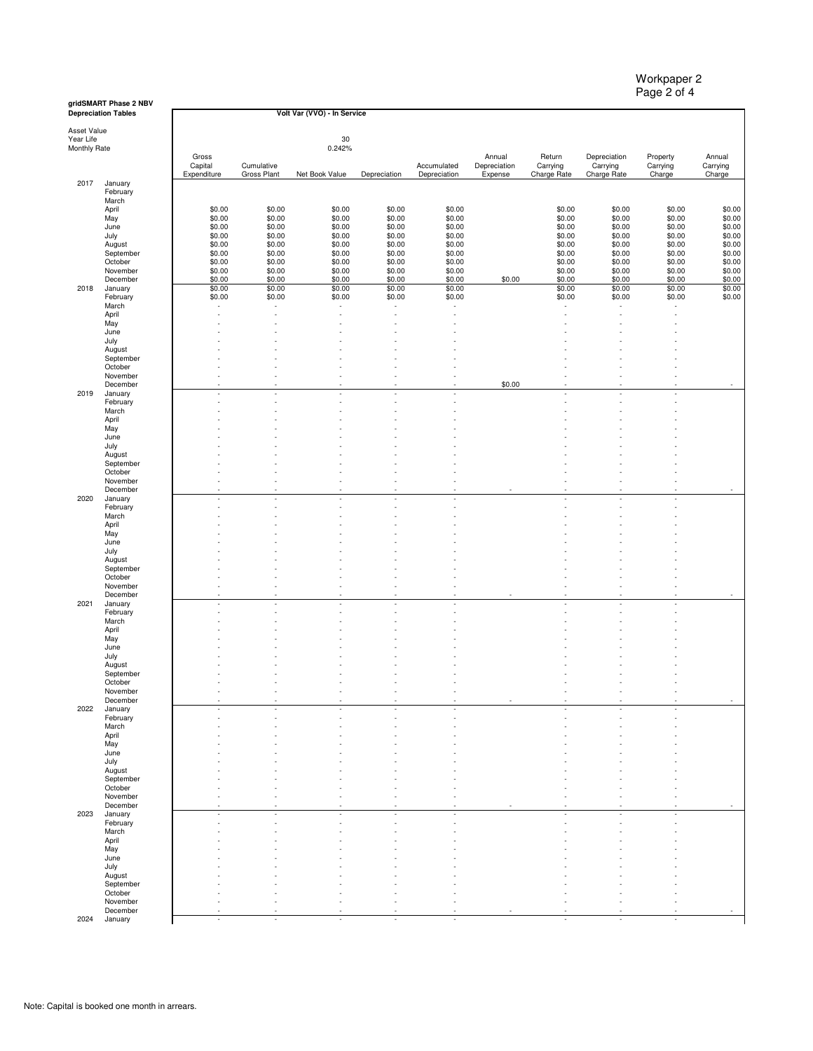Workpaper 2
Page 2 of 4

**gridSMART Phase 2 NBV**
**Depreciation Tables**

**Volt Var (VVO) - In Service**

| | | Gross Capital Expenditure | Cumulative Gross Plant | Net Book Value | Depreciation | Accumulated Depreciation | Annual Depreciation Expense | Return Carrying Charge Rate | Depreciation Carrying Charge Rate | Property Carrying Charge | Annual Carrying Charge |
|---|---|---|---|---|---|---|---|---|---|---|---|
| Asset Value | | | | | | | | | | | |
| Year Life | | | | 30 | | | | | | | |
| Monthly Rate | | | | 0.242% | | | | | | | |
| 2017 | January | | | | | | | | | | |
| | February | | | | | | | | | | |
| | March | | | | | | | | | | |
| | April | $0.00 | $0.00 | $0.00 | $0.00 | $0.00 | | $0.00 | $0.00 | $0.00 | $0.00 |
| | May | $0.00 | $0.00 | $0.00 | $0.00 | $0.00 | | $0.00 | $0.00 | $0.00 | $0.00 |
| | June | $0.00 | $0.00 | $0.00 | $0.00 | $0.00 | | $0.00 | $0.00 | $0.00 | $0.00 |
| | July | $0.00 | $0.00 | $0.00 | $0.00 | $0.00 | | $0.00 | $0.00 | $0.00 | $0.00 |
| | August | $0.00 | $0.00 | $0.00 | $0.00 | $0.00 | | $0.00 | $0.00 | $0.00 | $0.00 |
| | September | $0.00 | $0.00 | $0.00 | $0.00 | $0.00 | | $0.00 | $0.00 | $0.00 | $0.00 |
| | October | $0.00 | $0.00 | $0.00 | $0.00 | $0.00 | | $0.00 | $0.00 | $0.00 | $0.00 |
| | November | $0.00 | $0.00 | $0.00 | $0.00 | $0.00 | | $0.00 | $0.00 | $0.00 | $0.00 |
| | December | $0.00 | $0.00 | $0.00 | $0.00 | $0.00 | $0.00 | $0.00 | $0.00 | $0.00 | $0.00 |
| 2018 | January | $0.00 | $0.00 | $0.00 | $0.00 | $0.00 | | $0.00 | $0.00 | $0.00 | $0.00 |
| | February | $0.00 | $0.00 | $0.00 | $0.00 | $0.00 | | $0.00 | $0.00 | $0.00 | $0.00 |
| | March | - | - | - | - | - | | - | - | - | |
| | April | - | - | - | - | - | | - | - | - | |
| | May | - | - | - | - | - | | - | - | - | |
| | June | - | - | - | - | - | | - | - | - | |
| | July | - | - | - | - | - | | - | - | - | |
| | August | - | - | - | - | - | | - | - | - | |
| | September | - | - | - | - | - | | - | - | - | |
| | October | - | - | - | - | - | | - | - | - | |
| | November | - | - | - | - | - | | - | - | - | |
| | December | - | - | - | - | - | $0.00 | - | - | - | - |
| 2019 | January | - | - | - | - | - | | - | - | - | |
| | February | - | - | - | - | - | | - | - | - | |
| | March | - | - | - | - | - | | - | - | - | |
| | April | - | - | - | - | - | | - | - | - | |
| | May | - | - | - | - | - | | - | - | - | |
| | June | - | - | - | - | - | | - | - | - | |
| | July | - | - | - | - | - | | - | - | - | |
| | August | - | - | - | - | - | | - | - | - | |
| | September | - | - | - | - | - | | - | - | - | |
| | October | - | - | - | - | - | | - | - | - | |
| | November | - | - | - | - | - | | - | - | - | |
| | December | - | - | - | - | - | - | - | - | - | - |
| 2020 | January | - | - | - | - | - | | - | - | - | |
| | February | - | - | - | - | - | | - | - | - | |
| | March | - | - | - | - | - | | - | - | - | |
| | April | - | - | - | - | - | | - | - | - | |
| | May | - | - | - | - | - | | - | - | - | |
| | June | - | - | - | - | - | | - | - | - | |
| | July | - | - | - | - | - | | - | - | - | |
| | August | - | - | - | - | - | | - | - | - | |
| | September | - | - | - | - | - | | - | - | - | |
| | October | - | - | - | - | - | | - | - | - | |
| | November | - | - | - | - | - | | - | - | - | |
| | December | - | - | - | - | - | - | - | - | - | - |
| 2021 | January | - | - | - | - | - | | - | - | - | |
| | February | - | - | - | - | - | | - | - | - | |
| | March | - | - | - | - | - | | - | - | - | |
| | April | - | - | - | - | - | | - | - | - | |
| | May | - | - | - | - | - | | - | - | - | |
| | June | - | - | - | - | - | | - | - | - | |
| | July | - | - | - | - | - | | - | - | - | |
| | August | - | - | - | - | - | | - | - | - | |
| | September | - | - | - | - | - | | - | - | - | |
| | October | - | - | - | - | - | | - | - | - | |
| | November | - | - | - | - | - | | - | - | - | |
| | December | - | - | - | - | - | - | - | - | - | - |
| 2022 | January | - | - | - | - | - | | - | - | - | |
| | February | - | - | - | - | - | | - | - | - | |
| | March | - | - | - | - | - | | - | - | - | |
| | April | - | - | - | - | - | | - | - | - | |
| | May | - | - | - | - | - | | - | - | - | |
| | June | - | - | - | - | - | | - | - | - | |
| | July | - | - | - | - | - | | - | - | - | |
| | August | - | - | - | - | - | | - | - | - | |
| | September | - | - | - | - | - | | - | - | - | |
| | October | - | - | - | - | - | | - | - | - | |
| | November | - | - | - | - | - | | - | - | - | |
| | December | - | - | - | - | - | - | - | - | - | - |
| 2023 | January | - | - | - | - | - | | - | - | - | |
| | February | - | - | - | - | - | | - | - | - | |
| | March | - | - | - | - | - | | - | - | - | |
| | April | - | - | - | - | - | | - | - | - | |
| | May | - | - | - | - | - | | - | - | - | |
| | June | - | - | - | - | - | | - | - | - | |
| | July | - | - | - | - | - | | - | - | - | |
| | August | - | - | - | - | - | | - | - | - | |
| | September | - | - | - | - | - | | - | - | - | |
| | October | - | - | - | - | - | | - | - | - | |
| | November | - | - | - | - | - | | - | - | - | |
| | December | - | - | - | - | - | - | - | - | - | - |
| 2024 | January | - | - | - | - | - | | - | - | - | |

Note: Capital is booked one month in arrears.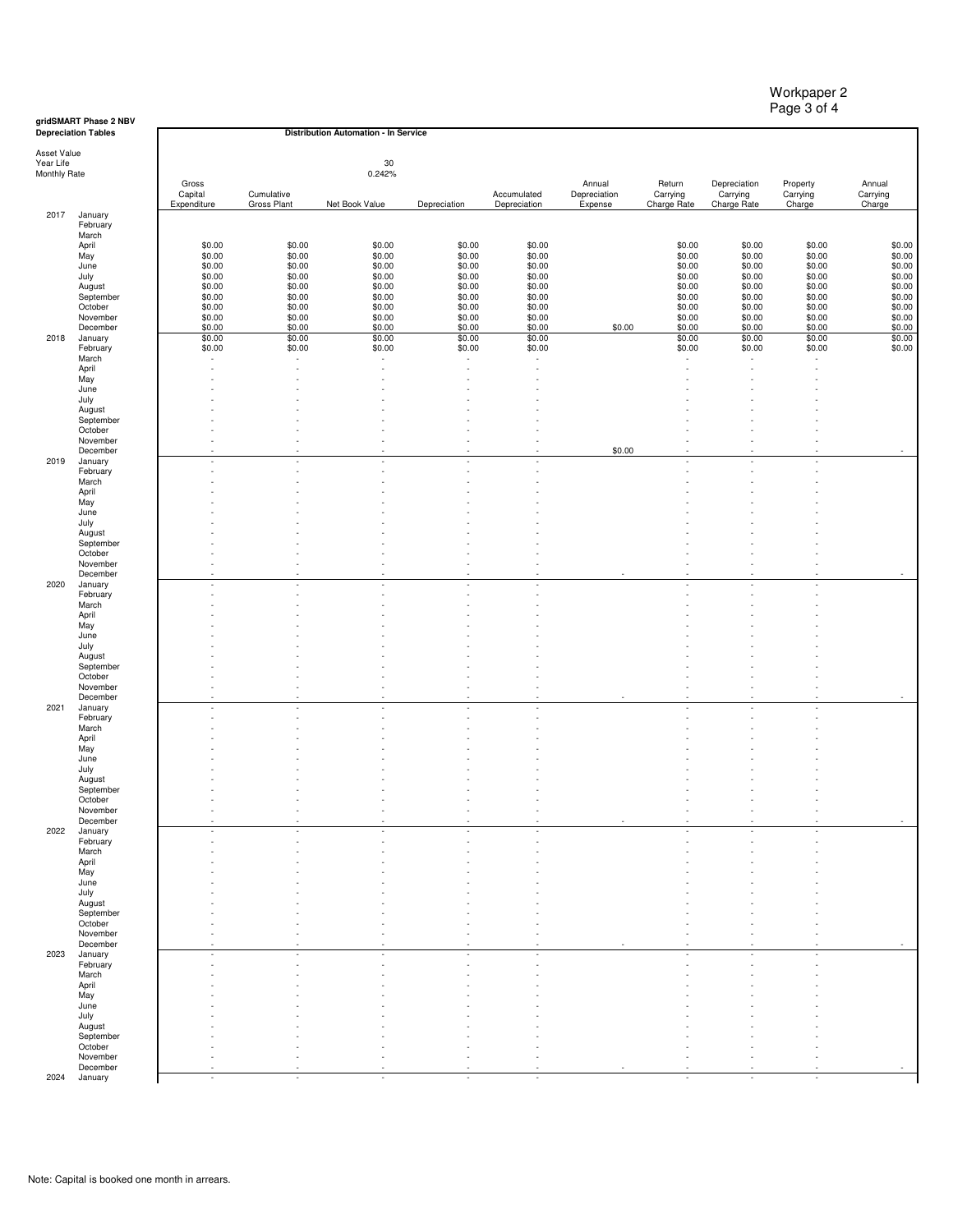Workpaper 2

**gridSMART Phase 2 NBV Depreciation Tables**

**Distribution Automation - In Service**

| | | Gross Capital Expenditure | Cumulative Gross Plant | Net Book Value | Depreciation | Accumulated Depreciation | Annual Depreciation Expense | Return Carrying Charge Rate | Depreciation Carrying Charge Rate | Property Carrying Charge | Annual Carrying Charge |
|---|---|---|---|---|---|---|---|---|---|---|---|
| Asset Value | | | | | | | | | | | |
| Year Life | | | | 30 | | | | | | | |
| Monthly Rate | | | | 0.242% | | | | | | | |
| 2017 | January | | | | | | | | | | |
| | February | | | | | | | | | | |
| | March | | | | | | | | | | |
| | April | $0.00 | $0.00 | $0.00 | $0.00 | $0.00 | | $0.00 | $0.00 | $0.00 | $0.00 |
| | May | $0.00 | $0.00 | $0.00 | $0.00 | $0.00 | | $0.00 | $0.00 | $0.00 | $0.00 |
| | June | $0.00 | $0.00 | $0.00 | $0.00 | $0.00 | | $0.00 | $0.00 | $0.00 | $0.00 |
| | July | $0.00 | $0.00 | $0.00 | $0.00 | $0.00 | | $0.00 | $0.00 | $0.00 | $0.00 |
| | August | $0.00 | $0.00 | $0.00 | $0.00 | $0.00 | | $0.00 | $0.00 | $0.00 | $0.00 |
| | September | $0.00 | $0.00 | $0.00 | $0.00 | $0.00 | | $0.00 | $0.00 | $0.00 | $0.00 |
| | October | $0.00 | $0.00 | $0.00 | $0.00 | $0.00 | | $0.00 | $0.00 | $0.00 | $0.00 |
| | November | $0.00 | $0.00 | $0.00 | $0.00 | $0.00 | | $0.00 | $0.00 | $0.00 | $0.00 |
| | December | $0.00 | $0.00 | $0.00 | $0.00 | $0.00 | $0.00 | $0.00 | $0.00 | $0.00 | $0.00 |
| 2018 | January | $0.00 | $0.00 | $0.00 | $0.00 | $0.00 | | $0.00 | $0.00 | $0.00 | $0.00 |
| | February | $0.00 | $0.00 | $0.00 | $0.00 | $0.00 | | $0.00 | $0.00 | $0.00 | $0.00 |
| | March | - | - | - | - | - | | - | - | - | |
| | April | - | - | - | - | - | | - | - | - | |
| | May | - | - | - | - | - | | - | - | - | |
| | June | - | - | - | - | - | | - | - | - | |
| | July | - | - | - | - | - | | - | - | - | |
| | August | - | - | - | - | - | | - | - | - | |
| | September | - | - | - | - | - | | - | - | - | |
| | October | - | - | - | - | - | | - | - | - | |
| | November | - | - | - | - | - | | - | - | - | |
| | December | - | - | - | - | - | $0.00 | - | - | - | - |
| 2019 | January | - | - | - | - | - | | - | - | - | |
| | February | - | - | - | - | - | | - | - | - | |
| | March | - | - | - | - | - | | - | - | - | |
| | April | - | - | - | - | - | | - | - | - | |
| | May | - | - | - | - | - | | - | - | - | |
| | June | - | - | - | - | - | | - | - | - | |
| | July | - | - | - | - | - | | - | - | - | |
| | August | - | - | - | - | - | | - | - | - | |
| | September | - | - | - | - | - | | - | - | - | |
| | October | - | - | - | - | - | | - | - | - | |
| | November | - | - | - | - | - | | - | - | - | |
| | December | - | - | - | - | - | - | - | - | - | - |
| 2020 | January | - | - | - | - | - | | - | - | - | |
| | February | - | - | - | - | - | | - | - | - | |
| | March | - | - | - | - | - | | - | - | - | |
| | April | - | - | - | - | - | | - | - | - | |
| | May | - | - | - | - | - | | - | - | - | |
| | June | - | - | - | - | - | | - | - | - | |
| | July | - | - | - | - | - | | - | - | - | |
| | August | - | - | - | - | - | | - | - | - | |
| | September | - | - | - | - | - | | - | - | - | |
| | October | - | - | - | - | - | | - | - | - | |
| | November | - | - | - | - | - | | - | - | - | |
| | December | - | - | - | - | - | - | - | - | - | - |
| 2021 | January | - | - | - | - | - | | - | - | - | |
| | February | - | - | - | - | - | | - | - | - | |
| | March | - | - | - | - | - | | - | - | - | |
| | April | - | - | - | - | - | | - | - | - | |
| | May | - | - | - | - | - | | - | - | - | |
| | June | - | - | - | - | - | | - | - | - | |
| | July | - | - | - | - | - | | - | - | - | |
| | August | - | - | - | - | - | | - | - | - | |
| | September | - | - | - | - | - | | - | - | - | |
| | October | - | - | - | - | - | | - | - | - | |
| | November | - | - | - | - | - | | - | - | - | |
| | December | - | - | - | - | - | - | - | - | - | - |
| 2022 | January | - | - | - | - | - | | - | - | - | |
| | February | - | - | - | - | - | | - | - | - | |
| | March | - | - | - | - | - | | - | - | - | |
| | April | - | - | - | - | - | | - | - | - | |
| | May | - | - | - | - | - | | - | - | - | |
| | June | - | - | - | - | - | | - | - | - | |
| | July | - | - | - | - | - | | - | - | - | |
| | August | - | - | - | - | - | | - | - | - | |
| | September | - | - | - | - | - | | - | - | - | |
| | October | - | - | - | - | - | | - | - | - | |
| | November | - | - | - | - | - | | - | - | - | |
| | December | - | - | - | - | - | - | - | - | - | - |
| 2023 | January | - | - | - | - | - | | - | - | - | |
| | February | - | - | - | - | - | | - | - | - | |
| | March | - | - | - | - | - | | - | - | - | |
| | April | - | - | - | - | - | | - | - | - | |
| | May | - | - | - | - | - | | - | - | - | |
| | June | - | - | - | - | - | | - | - | - | |
| | July | - | - | - | - | - | | - | - | - | |
| | August | - | - | - | - | - | | - | - | - | |
| | September | - | - | - | - | - | | - | - | - | |
| | October | - | - | - | - | - | | - | - | - | |
| | November | - | - | - | - | - | | - | - | - | |
| | December | - | - | - | - | - | - | - | - | - | - |
| 2024 | January | - | - | - | - | - | | - | - | - | |

Note: Capital is booked one month in arrears.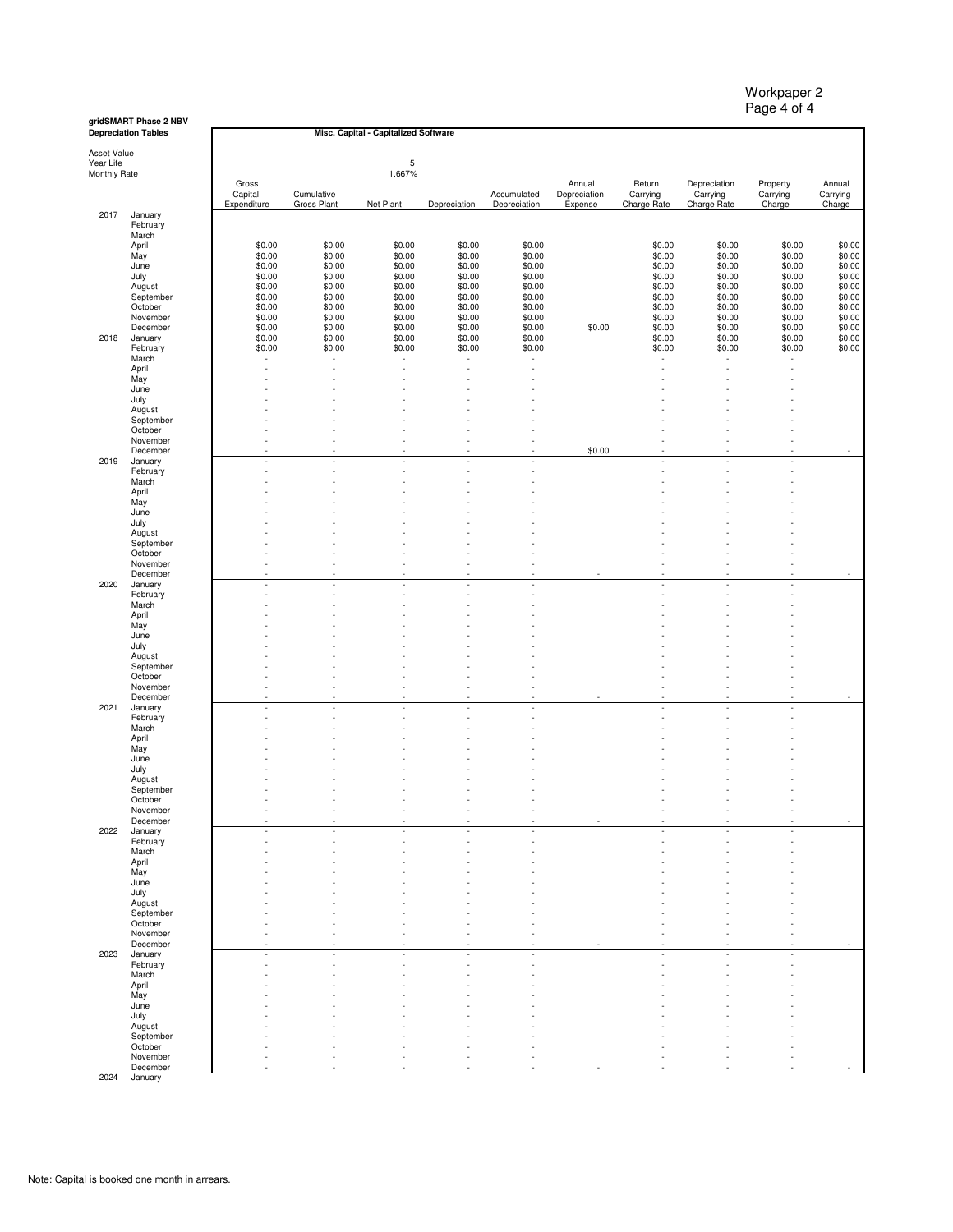Workpaper 2

**gridSMART Phase 2 NBV Depreciation Tables**

**Misc. Capital - Capitalized Software**

Asset Value
Year Life: 5
Monthly Rate: 1.667%

| Year | Month | Gross Capital Expenditure | Cumulative Gross Plant | Net Plant | Depreciation | Accumulated Depreciation | Annual Depreciation Expense | Return Carrying Charge Rate | Depreciation Carrying Charge Rate | Property Carrying Charge | Annual Carrying Charge |
|---|---|---|---|---|---|---|---|---|---|---|---|
| 2017 | January | | | | | | | | | | |
| | February | | | | | | | | | | |
| | March | | | | | | | | | | |
| | April | $0.00 | $0.00 | $0.00 | $0.00 | $0.00 | | $0.00 | $0.00 | $0.00 | $0.00 |
| | May | $0.00 | $0.00 | $0.00 | $0.00 | $0.00 | | $0.00 | $0.00 | $0.00 | $0.00 |
| | June | $0.00 | $0.00 | $0.00 | $0.00 | $0.00 | | $0.00 | $0.00 | $0.00 | $0.00 |
| | July | $0.00 | $0.00 | $0.00 | $0.00 | $0.00 | | $0.00 | $0.00 | $0.00 | $0.00 |
| | August | $0.00 | $0.00 | $0.00 | $0.00 | $0.00 | | $0.00 | $0.00 | $0.00 | $0.00 |
| | September | $0.00 | $0.00 | $0.00 | $0.00 | $0.00 | | $0.00 | $0.00 | $0.00 | $0.00 |
| | October | $0.00 | $0.00 | $0.00 | $0.00 | $0.00 | | $0.00 | $0.00 | $0.00 | $0.00 |
| | November | $0.00 | $0.00 | $0.00 | $0.00 | $0.00 | | $0.00 | $0.00 | $0.00 | $0.00 |
| | December | $0.00 | $0.00 | $0.00 | $0.00 | $0.00 | $0.00 | $0.00 | $0.00 | $0.00 | $0.00 |
| 2018 | January | $0.00 | $0.00 | $0.00 | $0.00 | $0.00 | | $0.00 | $0.00 | $0.00 | $0.00 |
| | February | $0.00 | $0.00 | $0.00 | $0.00 | $0.00 | | $0.00 | $0.00 | $0.00 | $0.00 |
| | March | - | - | - | - | - | | - | - | - | |
| | April | - | - | - | - | - | | - | - | - | |
| | May | - | - | - | - | - | | - | - | - | |
| | June | - | - | - | - | - | | - | - | - | |
| | July | - | - | - | - | - | | - | - | - | |
| | August | - | - | - | - | - | | - | - | - | |
| | September | - | - | - | - | - | | - | - | - | |
| | October | - | - | - | - | - | | - | - | - | |
| | November | - | - | - | - | - | | - | - | - | |
| | December | - | - | - | - | - | $0.00 | - | - | - | - |
| 2019 | January | - | - | - | - | - | | - | - | - | |
| | February | - | - | - | - | - | | - | - | - | |
| | March | - | - | - | - | - | | - | - | - | |
| | April | - | - | - | - | - | | - | - | - | |
| | May | - | - | - | - | - | | - | - | - | |
| | June | - | - | - | - | - | | - | - | - | |
| | July | - | - | - | - | - | | - | - | - | |
| | August | - | - | - | - | - | | - | - | - | |
| | September | - | - | - | - | - | | - | - | - | |
| | October | - | - | - | - | - | | - | - | - | |
| | November | - | - | - | - | - | | - | - | - | |
| | December | - | - | - | - | - | - | - | - | - | - |
| 2020 | January | - | - | - | - | - | | - | - | - | |
| | February | - | - | - | - | - | | - | - | - | |
| | March | - | - | - | - | - | | - | - | - | |
| | April | - | - | - | - | - | | - | - | - | |
| | May | - | - | - | - | - | | - | - | - | |
| | June | - | - | - | - | - | | - | - | - | |
| | July | - | - | - | - | - | | - | - | - | |
| | August | - | - | - | - | - | | - | - | - | |
| | September | - | - | - | - | - | | - | - | - | |
| | October | - | - | - | - | - | | - | - | - | |
| | November | - | - | - | - | - | | - | - | - | |
| | December | - | - | - | - | - | - | - | - | - | - |
| 2021 | January | - | - | - | - | - | | - | - | - | |
| | February | - | - | - | - | - | | - | - | - | |
| | March | - | - | - | - | - | | - | - | - | |
| | April | - | - | - | - | - | | - | - | - | |
| | May | - | - | - | - | - | | - | - | - | |
| | June | - | - | - | - | - | | - | - | - | |
| | July | - | - | - | - | - | | - | - | - | |
| | August | - | - | - | - | - | | - | - | - | |
| | September | - | - | - | - | - | | - | - | - | |
| | October | - | - | - | - | - | | - | - | - | |
| | November | - | - | - | - | - | | - | - | - | |
| | December | - | - | - | - | - | - | - | - | - | - |
| 2022 | January | - | - | - | - | - | | - | - | - | |
| | February | - | - | - | - | - | | - | - | - | |
| | March | - | - | - | - | - | | - | - | - | |
| | April | - | - | - | - | - | | - | - | - | |
| | May | - | - | - | - | - | | - | - | - | |
| | June | - | - | - | - | - | | - | - | - | |
| | July | - | - | - | - | - | | - | - | - | |
| | August | - | - | - | - | - | | - | - | - | |
| | September | - | - | - | - | - | | - | - | - | |
| | October | - | - | - | - | - | | - | - | - | |
| | November | - | - | - | - | - | | - | - | - | |
| | December | - | - | - | - | - | - | - | - | - | - |
| 2023 | January | - | - | - | - | - | | - | - | - | |
| | February | - | - | - | - | - | | - | - | - | |
| | March | - | - | - | - | - | | - | - | - | |
| | April | - | - | - | - | - | | - | - | - | |
| | May | - | - | - | - | - | | - | - | - | |
| | June | - | - | - | - | - | | - | - | - | |
| | July | - | - | - | - | - | | - | - | - | |
| | August | - | - | - | - | - | | - | - | - | |
| | September | - | - | - | - | - | | - | - | - | |
| | October | - | - | - | - | - | | - | - | - | |
| | November | - | - | - | - | - | | - | - | - | |
| | December | - | - | - | - | - | - | - | - | - | - |
| 2024 | January | | | | | | | | | | |

Note: Capital is booked one month in arrears.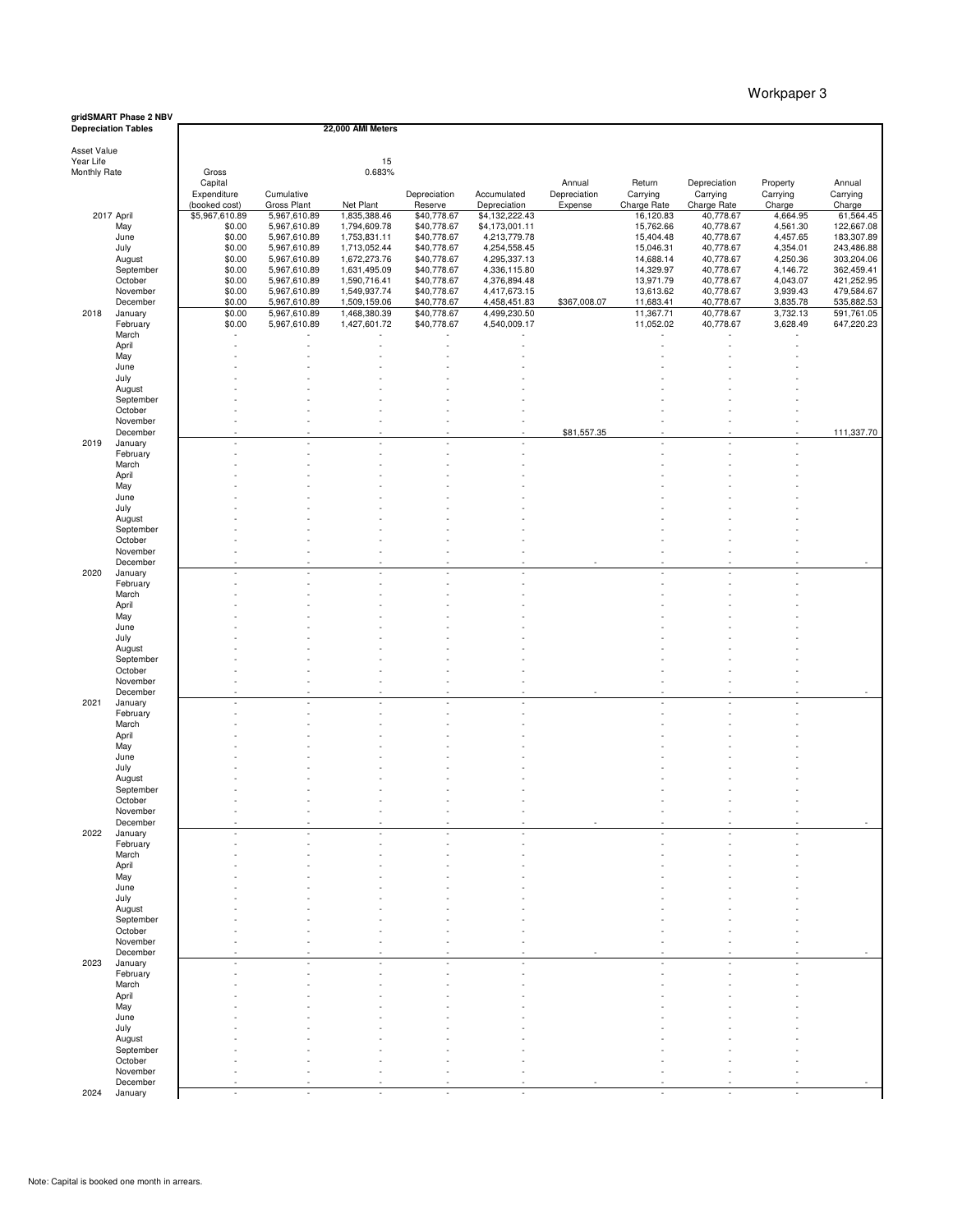Workpaper 3

**gridSMART Phase 2 NBV**
**Depreciation Tables**

**22,000 AMI Meters**

| | | Gross Capital Expenditure (booked cost) | Cumulative Gross Plant | Net Plant | Depreciation Reserve | Accumulated Depreciation | Annual Depreciation Expense | Return Carrying Charge Rate | Depreciation Carrying Charge Rate | Property Carrying Charge | Annual Carrying Charge |
|---|---|---|---|---|---|---|---|---|---|---|---|
| Asset Value | | | | | | | | | | | |
| Year Life | | | | 15 | | | | | | | |
| Monthly Rate | | | | 0.683% | | | | | | | |
| 2017 | April | $5,967,610.89 | 5,967,610.89 | 1,835,388.46 | $40,778.67 | $4,132,222.43 | | 16,120.83 | 40,778.67 | 4,664.95 | 61,564.45 |
| | May | $0.00 | 5,967,610.89 | 1,794,609.78 | $40,778.67 | $4,173,001.11 | | 15,762.66 | 40,778.67 | 4,561.30 | 122,667.08 |
| | June | $0.00 | 5,967,610.89 | 1,753,831.11 | $40,778.67 | 4,213,779.78 | | 15,404.48 | 40,778.67 | 4,457.65 | 183,307.89 |
| | July | $0.00 | 5,967,610.89 | 1,713,052.44 | $40,778.67 | 4,254,558.45 | | 15,046.31 | 40,778.67 | 4,354.01 | 243,486.88 |
| | August | $0.00 | 5,967,610.89 | 1,672,273.76 | $40,778.67 | 4,295,337.13 | | 14,688.14 | 40,778.67 | 4,250.36 | 303,204.06 |
| | September | $0.00 | 5,967,610.89 | 1,631,495.09 | $40,778.67 | 4,336,115.80 | | 14,329.97 | 40,778.67 | 4,146.72 | 362,459.41 |
| | October | $0.00 | 5,967,610.89 | 1,590,716.41 | $40,778.67 | 4,376,894.48 | | 13,971.79 | 40,778.67 | 4,043.07 | 421,252.95 |
| | November | $0.00 | 5,967,610.89 | 1,549,937.74 | $40,778.67 | 4,417,673.15 | | 13,613.62 | 40,778.67 | 3,939.43 | 479,584.67 |
| | December | $0.00 | 5,967,610.89 | 1,509,159.06 | $40,778.67 | 4,458,451.83 | $367,008.07 | 11,683.41 | 40,778.67 | 3,835.78 | 535,882.53 |
| 2018 | January | $0.00 | 5,967,610.89 | 1,468,380.39 | $40,778.67 | 4,499,230.50 | | 11,367.71 | 40,778.67 | 3,732.13 | 591,761.05 |
| | February | $0.00 | 5,967,610.89 | 1,427,601.72 | $40,778.67 | 4,540,009.17 | | 11,052.02 | 40,778.67 | 3,628.49 | 647,220.23 |
| | March | - | - | - | - | - | | - | - | - | |
| | April | - | - | - | - | - | | - | - | - | |
| | May | - | - | - | - | - | | - | - | - | |
| | June | - | - | - | - | - | | - | - | - | |
| | July | - | - | - | - | - | | - | - | - | |
| | August | - | - | - | - | - | | - | - | - | |
| | September | - | - | - | - | - | | - | - | - | |
| | October | - | - | - | - | - | | - | - | - | |
| | November | - | - | - | - | - | | - | - | - | |
| | December | - | - | - | - | - | $81,557.35 | - | - | - | 111,337.70 |
| 2019 | January | - | - | - | - | - | | - | - | - | |
| | February | - | - | - | - | - | | - | - | - | |
| | March | - | - | - | - | - | | - | - | - | |
| | April | - | - | - | - | - | | - | - | - | |
| | May | - | - | - | - | - | | - | - | - | |
| | June | - | - | - | - | - | | - | - | - | |
| | July | - | - | - | - | - | | - | - | - | |
| | August | - | - | - | - | - | | - | - | - | |
| | September | - | - | - | - | - | | - | - | - | |
| | October | - | - | - | - | - | | - | - | - | |
| | November | - | - | - | - | - | | - | - | - | |
| | December | - | - | - | - | - | - | - | - | - | - |
| 2020 | January | - | - | - | - | - | | - | - | - | |
| | February | - | - | - | - | - | | - | - | - | |
| | March | - | - | - | - | - | | - | - | - | |
| | April | - | - | - | - | - | | - | - | - | |
| | May | - | - | - | - | - | | - | - | - | |
| | June | - | - | - | - | - | | - | - | - | |
| | July | - | - | - | - | - | | - | - | - | |
| | August | - | - | - | - | - | | - | - | - | |
| | September | - | - | - | - | - | | - | - | - | |
| | October | - | - | - | - | - | | - | - | - | |
| | November | - | - | - | - | - | | - | - | - | |
| | December | - | - | - | - | - | - | - | - | - | - |
| 2021 | January | - | - | - | - | - | | - | - | - | |
| | February | - | - | - | - | - | | - | - | - | |
| | March | - | - | - | - | - | | - | - | - | |
| | April | - | - | - | - | - | | - | - | - | |
| | May | - | - | - | - | - | | - | - | - | |
| | June | - | - | - | - | - | | - | - | - | |
| | July | - | - | - | - | - | | - | - | - | |
| | August | - | - | - | - | - | | - | - | - | |
| | September | - | - | - | - | - | | - | - | - | |
| | October | - | - | - | - | - | | - | - | - | |
| | November | - | - | - | - | - | | - | - | - | |
| | December | - | - | - | - | - | - | - | - | - | - |
| 2022 | January | - | - | - | - | - | | - | - | - | |
| | February | - | - | - | - | - | | - | - | - | |
| | March | - | - | - | - | - | | - | - | - | |
| | April | - | - | - | - | - | | - | - | - | |
| | May | - | - | - | - | - | | - | - | - | |
| | June | - | - | - | - | - | | - | - | - | |
| | July | - | - | - | - | - | | - | - | - | |
| | August | - | - | - | - | - | | - | - | - | |
| | September | - | - | - | - | - | | - | - | - | |
| | October | - | - | - | - | - | | - | - | - | |
| | November | - | - | - | - | - | | - | - | - | |
| | December | - | - | - | - | - | - | - | - | - | - |
| 2023 | January | - | - | - | - | - | | - | - | - | |
| | February | - | - | - | - | - | | - | - | - | |
| | March | - | - | - | - | - | | - | - | - | |
| | April | - | - | - | - | - | | - | - | - | |
| | May | - | - | - | - | - | | - | - | - | |
| | June | - | - | - | - | - | | - | - | - | |
| | July | - | - | - | - | - | | - | - | - | |
| | August | - | - | - | - | - | | - | - | - | |
| | September | - | - | - | - | - | | - | - | - | |
| | October | - | - | - | - | - | | - | - | - | |
| | November | - | - | - | - | - | | - | - | - | |
| | December | - | - | - | - | - | - | - | - | - | - |
| 2024 | January | - | - | - | - | - | | - | - | - | |

Note: Capital is booked one month in arrears.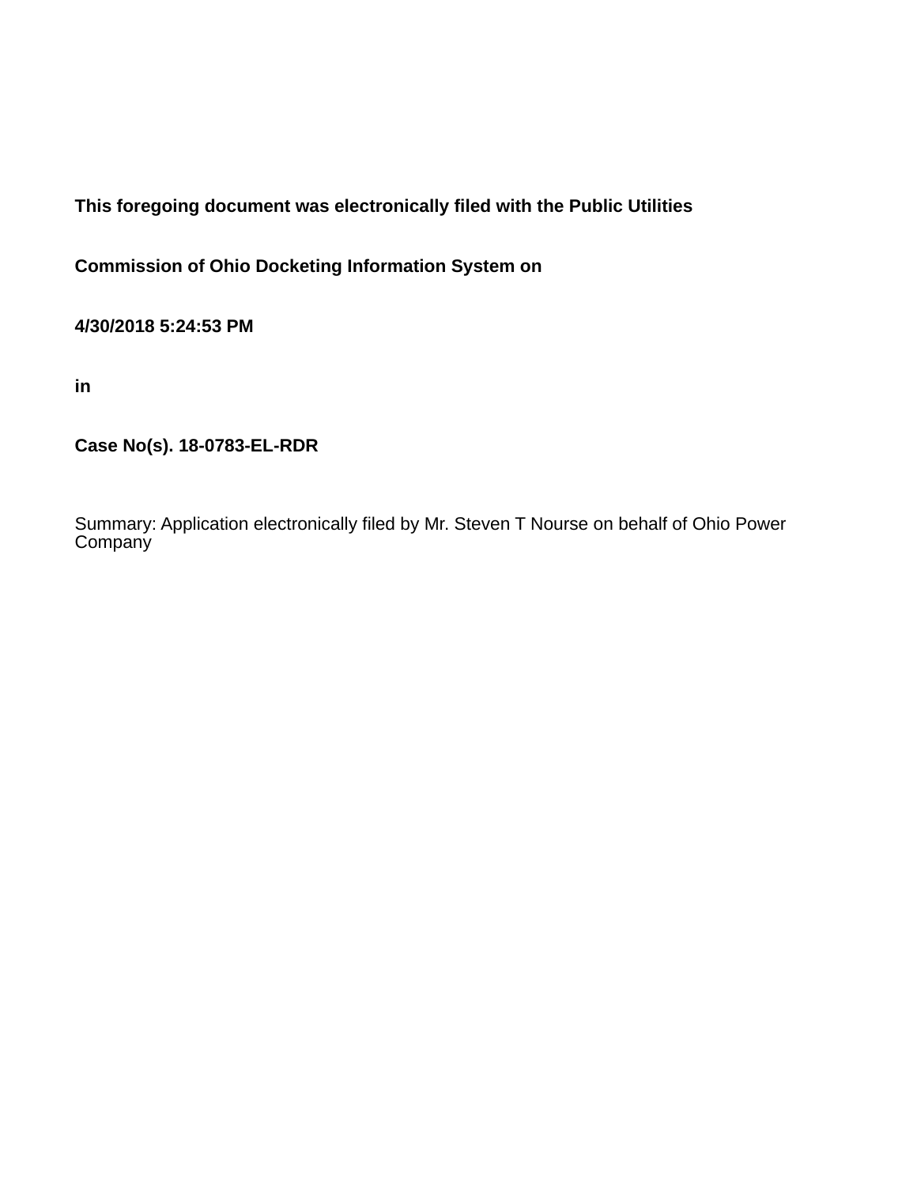**This foregoing document was electronically filed with the Public Utilities**

**Commission of Ohio Docketing Information System on**

**4/30/2018 5:24:53 PM**

**in**

**Case No(s). 18-0783-EL-RDR**

Summary: Application electronically filed by Mr. Steven T Nourse on behalf of Ohio Power Company